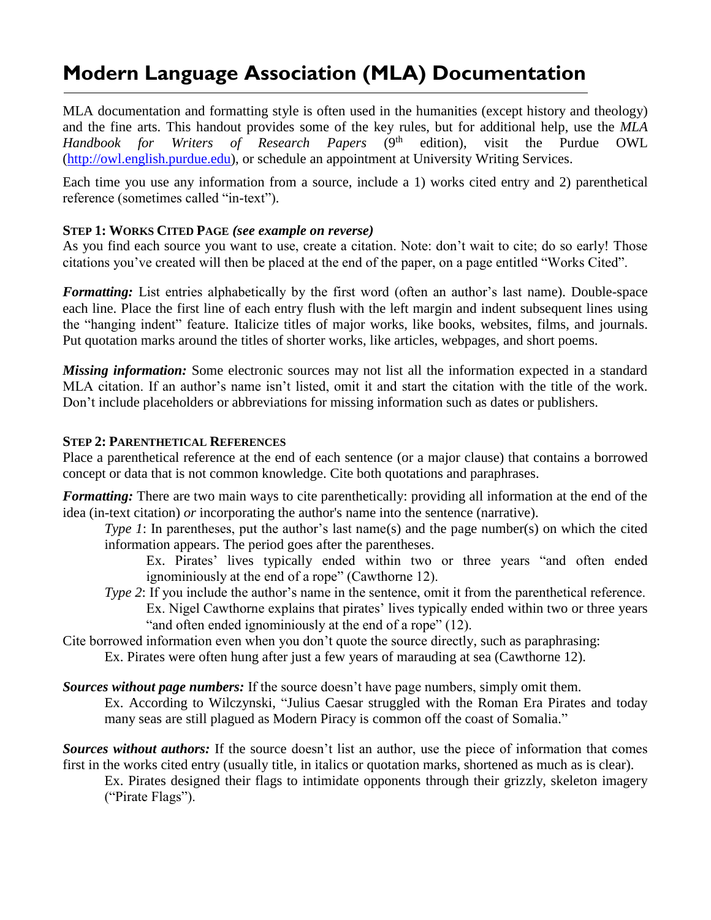# Modern Language Association (MLA) Documentation

MLA documentation and formatting style is often used in the humanities (except history and theology) and the fine arts. This handout provides some of the key rules, but for additional help, use the *MLA Handbook for Writers of Research Papers* (9th edition), visit the Purdue OWL (http://owl.english.purdue.edu), or schedule an appointment at University Writing Services.

Each time you use any information from a source, include a 1) works cited entry and 2) parenthetical reference (sometimes called "in-text").

### STEP 1: WORKS CITED PAGE *(see example on reverse)*

As you find each source you want to use, create a citation. Note: don't wait to cite; do so early! Those citations you've created will then be placed at the end of the paper, on a page entitled "Works Cited".

***Formatting:*** List entries alphabetically by the first word (often an author's last name). Double-space each line. Place the first line of each entry flush with the left margin and indent subsequent lines using the "hanging indent" feature. Italicize titles of major works, like books, websites, films, and journals. Put quotation marks around the titles of shorter works, like articles, webpages, and short poems.

***Missing information:*** Some electronic sources may not list all the information expected in a standard MLA citation. If an author's name isn't listed, omit it and start the citation with the title of the work. Don't include placeholders or abbreviations for missing information such as dates or publishers.

### STEP 2: PARENTHETICAL REFERENCES

Place a parenthetical reference at the end of each sentence (or a major clause) that contains a borrowed concept or data that is not common knowledge. Cite both quotations and paraphrases.

***Formatting:*** There are two main ways to cite parenthetically: providing all information at the end of the idea (in-text citation) *or* incorporating the author's name into the sentence (narrative).

> *Type 1*: In parentheses, put the author's last name(s) and the page number(s) on which the cited information appears. The period goes after the parentheses.
>
> > Ex. Pirates' lives typically ended within two or three years "and often ended ignominiously at the end of a rope" (Cawthorne 12).
>
> *Type 2*: If you include the author's name in the sentence, omit it from the parenthetical reference.
>
> > Ex. Nigel Cawthorne explains that pirates' lives typically ended within two or three years "and often ended ignominiously at the end of a rope" (12).

Cite borrowed information even when you don't quote the source directly, such as paraphrasing:

> Ex. Pirates were often hung after just a few years of marauding at sea (Cawthorne 12).

***Sources without page numbers:*** If the source doesn't have page numbers, simply omit them.

> Ex. According to Wilczynski, "Julius Caesar struggled with the Roman Era Pirates and today many seas are still plagued as Modern Piracy is common off the coast of Somalia."

***Sources without authors:*** If the source doesn't list an author, use the piece of information that comes first in the works cited entry (usually title, in italics or quotation marks, shortened as much as is clear).

> Ex. Pirates designed their flags to intimidate opponents through their grizzly, skeleton imagery ("Pirate Flags").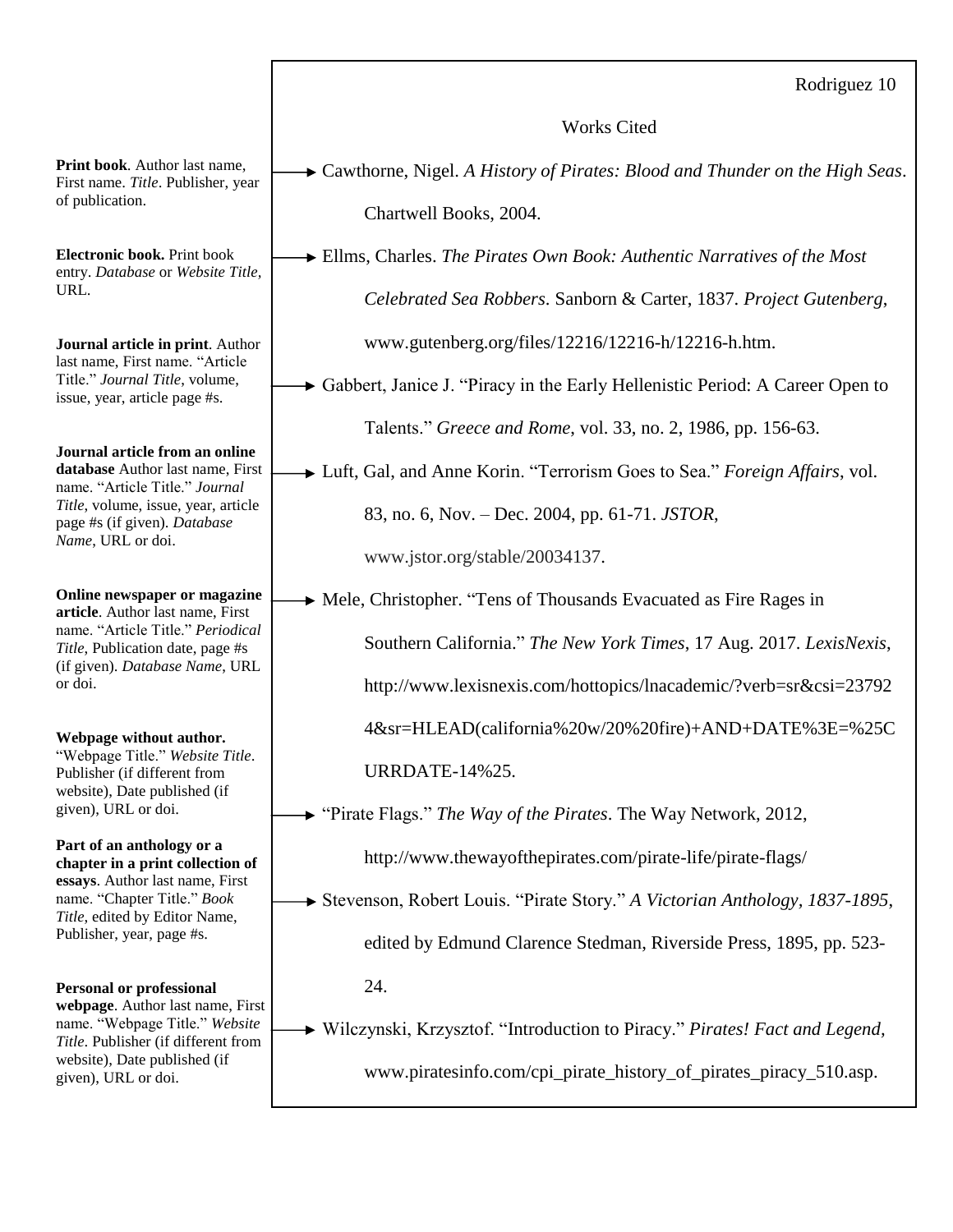## Works Cited

**Print book**. Author last name, First name. *Title*. Publisher, year of publication.

Cawthorne, Nigel. *A History of Pirates: Blood and Thunder on the High Seas*. Chartwell Books, 2004.

**Electronic book.** Print book entry. *Database* or *Website Title*, URL.

Ellms, Charles. *The Pirates Own Book: Authentic Narratives of the Most Celebrated Sea Robbers*. Sanborn & Carter, 1837. *Project Gutenberg*, www.gutenberg.org/files/12216/12216-h/12216-h.htm.

**Journal article in print**. Author last name, First name. "Article Title." *Journal Title*, volume, issue, year, article page #s.

Gabbert, Janice J. "Piracy in the Early Hellenistic Period: A Career Open to Talents." *Greece and Rome*, vol. 33, no. 2, 1986, pp. 156-63.

**Journal article from an online database** Author last name, First name. "Article Title." *Journal Title*, volume, issue, year, article page #s (if given). *Database Name*, URL or doi.

Luft, Gal, and Anne Korin. "Terrorism Goes to Sea." *Foreign Affairs*, vol. 83, no. 6, Nov. – Dec. 2004, pp. 61-71. *JSTOR*, www.jstor.org/stable/20034137.

**Online newspaper or magazine article**. Author last name, First name. "Article Title." *Periodical Title*, Publication date, page #s (if given). *Database Name*, URL or doi.

Mele, Christopher. "Tens of Thousands Evacuated as Fire Rages in Southern California." *The New York Times*, 17 Aug. 2017. *LexisNexis*, http://www.lexisnexis.com/hottopics/lnacademic/?verb=sr&csi=237924&sr=HLEAD(california%20w/20%20fire)+AND+DATE%3E=%25CURRDATE-14%25.

**Webpage without author.** "Webpage Title." *Website Title*. Publisher (if different from website), Date published (if given), URL or doi.

"Pirate Flags." *The Way of the Pirates*. The Way Network, 2012, http://www.thewayofthepirates.com/pirate-life/pirate-flags/

**Part of an anthology or a chapter in a print collection of essays**. Author last name, First name. "Chapter Title." *Book Title*, edited by Editor Name, Publisher, year, page #s.

Stevenson, Robert Louis. "Pirate Story." *A Victorian Anthology, 1837-1895*, edited by Edmund Clarence Stedman, Riverside Press, 1895, pp. 523-24.

**Personal or professional webpage**. Author last name, First name. "Webpage Title." *Website Title*. Publisher (if different from website), Date published (if given), URL or doi.

Wilczynski, Krzysztof. "Introduction to Piracy." *Pirates! Fact and Legend*, www.piratesinfo.com/cpi_pirate_history_of_pirates_piracy_510.asp.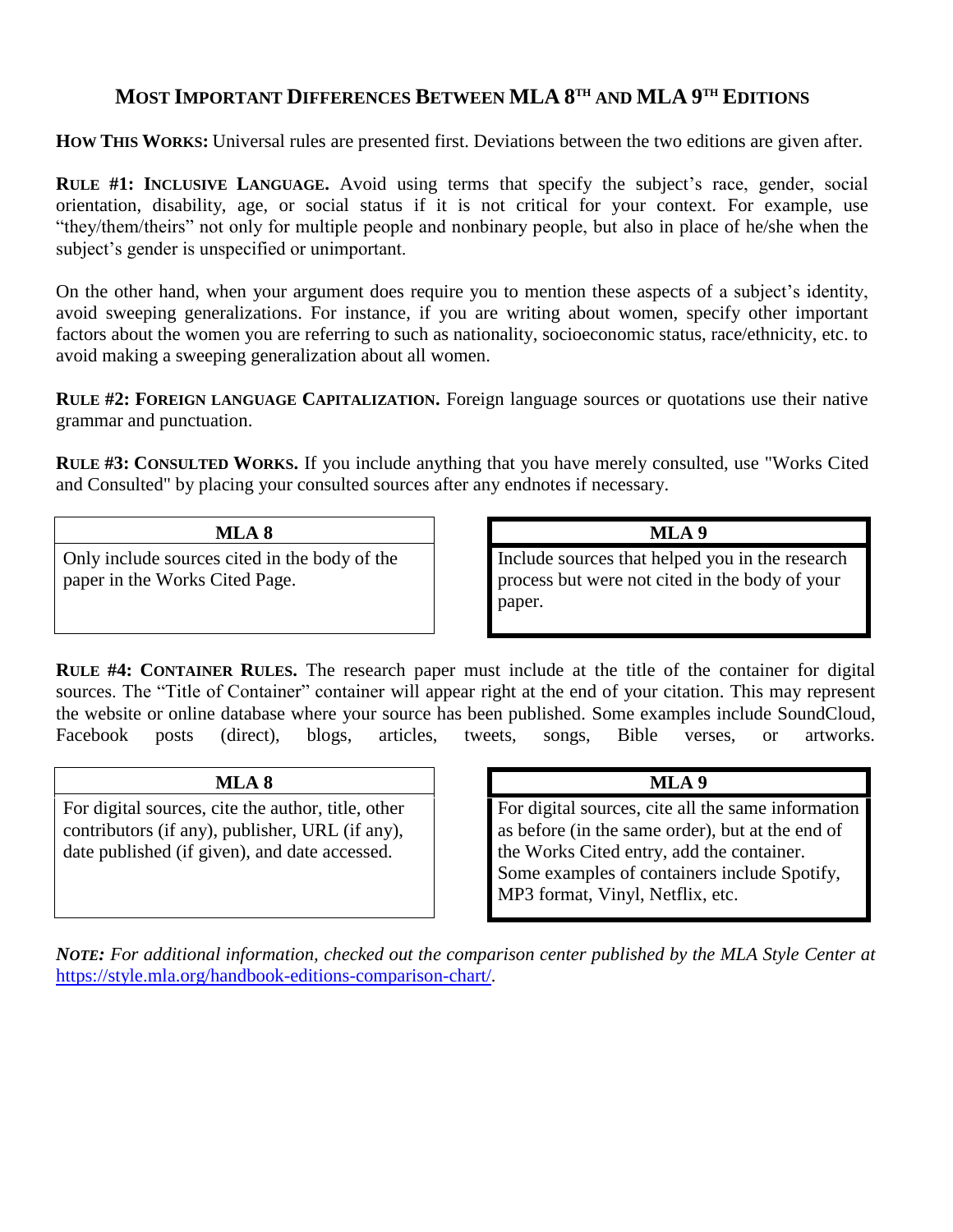# Most Important Differences Between MLA 8th and MLA 9th Editions

**How This Works:** Universal rules are presented first. Deviations between the two editions are given after.

**Rule #1: Inclusive Language.** Avoid using terms that specify the subject's race, gender, social orientation, disability, age, or social status if it is not critical for your context. For example, use "they/them/theirs" not only for multiple people and nonbinary people, but also in place of he/she when the subject's gender is unspecified or unimportant.

On the other hand, when your argument does require you to mention these aspects of a subject's identity, avoid sweeping generalizations. For instance, if you are writing about women, specify other important factors about the women you are referring to such as nationality, socioeconomic status, race/ethnicity, etc. to avoid making a sweeping generalization about all women.

**Rule #2: Foreign language Capitalization.** Foreign language sources or quotations use their native grammar and punctuation.

**Rule #3: Consulted Works.** If you include anything that you have merely consulted, use "Works Cited and Consulted" by placing your consulted sources after any endnotes if necessary.

| MLA 8 | MLA 9 |
| --- | --- |
| Only include sources cited in the body of the paper in the Works Cited Page. | Include sources that helped you in the research process but were not cited in the body of your paper. |

**Rule #4: Container Rules.** The research paper must include at the title of the container for digital sources. The "Title of Container" container will appear right at the end of your citation. This may represent the website or online database where your source has been published. Some examples include SoundCloud, Facebook posts (direct), blogs, articles, tweets, songs, Bible verses, or artworks.

| MLA 8 | MLA 9 |
| --- | --- |
| For digital sources, cite the author, title, other contributors (if any), publisher, URL (if any), date published (if given), and date accessed. | For digital sources, cite all the same information as before (in the same order), but at the end of the Works Cited entry, add the container. Some examples of containers include Spotify, MP3 format, Vinyl, Netflix, etc. |

***Note:** For additional information, checked out the comparison center published by the MLA Style Center at* [https://style.mla.org/handbook-editions-comparison-chart/](https://style.mla.org/handbook-editions-comparison-chart/).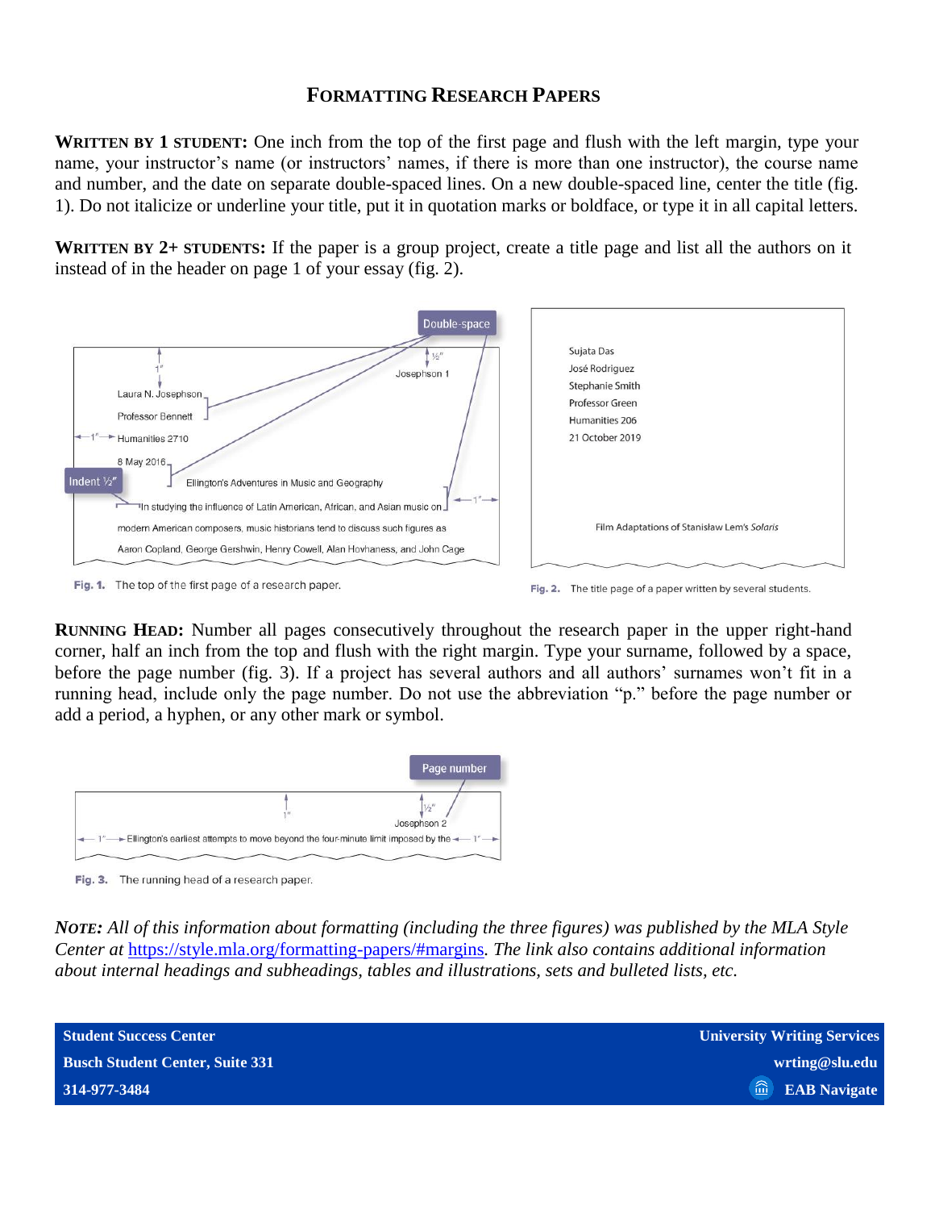# Formatting Research Papers

**Written by 1 student:** One inch from the top of the first page and flush with the left margin, type your name, your instructor's name (or instructors' names, if there is more than one instructor), the course name and number, and the date on separate double-spaced lines. On a new double-spaced line, center the title (fig. 1). Do not italicize or underline your title, put it in quotation marks or boldface, or type it in all capital letters.

**Written by 2+ students:** If the paper is a group project, create a title page and list all the authors on it instead of in the header on page 1 of your essay (fig. 2).

**Fig. 1.** The top of the first page of a research paper.

**Fig. 2.** The title page of a paper written by several students.

**Running Head:** Number all pages consecutively throughout the research paper in the upper right-hand corner, half an inch from the top and flush with the right margin. Type your surname, followed by a space, before the page number (fig. 3). If a project has several authors and all authors' surnames won't fit in a running head, include only the page number. Do not use the abbreviation "p." before the page number or add a period, a hyphen, or any other mark or symbol.

**Fig. 3.** The running head of a research paper.

***Note:*** *All of this information about formatting (including the three figures) was published by the MLA Style Center at* [https://style.mla.org/formatting-papers/#margins](https://style.mla.org/formatting-papers/#margins)*. The link also contains additional information about internal headings and subheadings, tables and illustrations, sets and bulleted lists, etc.*